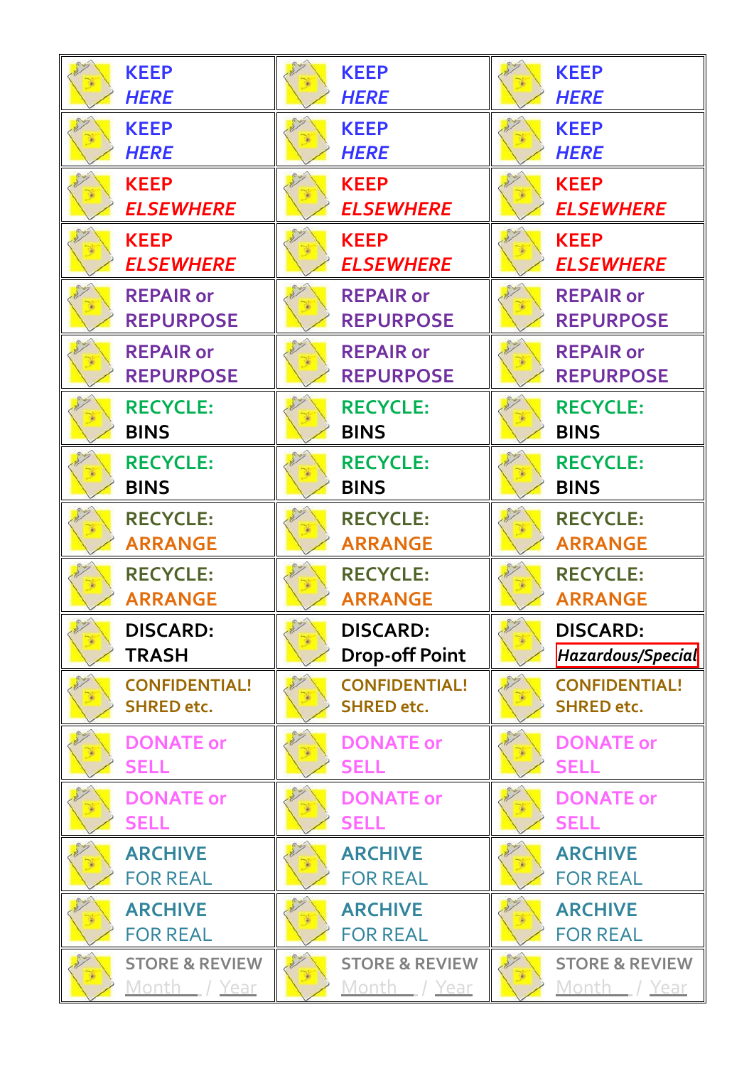| | | |
|---|---|---|
| **KEEP** ***HERE*** | **KEEP** ***HERE*** | **KEEP** ***HERE*** |
| **KEEP** ***HERE*** | **KEEP** ***HERE*** | **KEEP** ***HERE*** |
| **KEEP** ***ELSEWHERE*** | **KEEP** ***ELSEWHERE*** | **KEEP** ***ELSEWHERE*** |
| **KEEP** ***ELSEWHERE*** | **KEEP** ***ELSEWHERE*** | **KEEP** ***ELSEWHERE*** |
| **REPAIR or REPURPOSE** | **REPAIR or REPURPOSE** | **REPAIR or REPURPOSE** |
| **REPAIR or REPURPOSE** | **REPAIR or REPURPOSE** | **REPAIR or REPURPOSE** |
| **RECYCLE: BINS** | **RECYCLE: BINS** | **RECYCLE: BINS** |
| **RECYCLE: BINS** | **RECYCLE: BINS** | **RECYCLE: BINS** |
| **RECYCLE: ARRANGE** | **RECYCLE: ARRANGE** | **RECYCLE: ARRANGE** |
| **RECYCLE: ARRANGE** | **RECYCLE: ARRANGE** | **RECYCLE: ARRANGE** |
| **DISCARD: TRASH** | **DISCARD: Drop-off Point** | **DISCARD:** *Hazardous/Special* |
| **CONFIDENTIAL! SHRED etc.** | **CONFIDENTIAL! SHRED etc.** | **CONFIDENTIAL! SHRED etc.** |
| **DONATE or SELL** | **DONATE or SELL** | **DONATE or SELL** |
| **DONATE or SELL** | **DONATE or SELL** | **DONATE or SELL** |
| **ARCHIVE** FOR REAL | **ARCHIVE** FOR REAL | **ARCHIVE** FOR REAL |
| **ARCHIVE** FOR REAL | **ARCHIVE** FOR REAL | **ARCHIVE** FOR REAL |
| **STORE & REVIEW** Month / Year | **STORE & REVIEW** Month / Year | **STORE & REVIEW** Month / Year |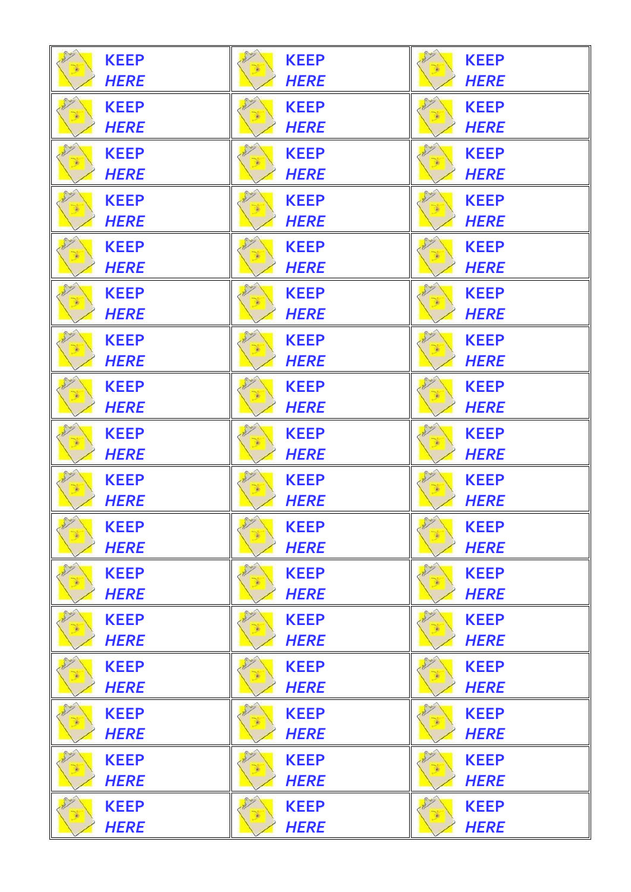| | | |
|---|---|---|
| **KEEP** ***HERE*** | **KEEP** ***HERE*** | **KEEP** ***HERE*** |
| **KEEP** ***HERE*** | **KEEP** ***HERE*** | **KEEP** ***HERE*** |
| **KEEP** ***HERE*** | **KEEP** ***HERE*** | **KEEP** ***HERE*** |
| **KEEP** ***HERE*** | **KEEP** ***HERE*** | **KEEP** ***HERE*** |
| **KEEP** ***HERE*** | **KEEP** ***HERE*** | **KEEP** ***HERE*** |
| **KEEP** ***HERE*** | **KEEP** ***HERE*** | **KEEP** ***HERE*** |
| **KEEP** ***HERE*** | **KEEP** ***HERE*** | **KEEP** ***HERE*** |
| **KEEP** ***HERE*** | **KEEP** ***HERE*** | **KEEP** ***HERE*** |
| **KEEP** ***HERE*** | **KEEP** ***HERE*** | **KEEP** ***HERE*** |
| **KEEP** ***HERE*** | **KEEP** ***HERE*** | **KEEP** ***HERE*** |
| **KEEP** ***HERE*** | **KEEP** ***HERE*** | **KEEP** ***HERE*** |
| **KEEP** ***HERE*** | **KEEP** ***HERE*** | **KEEP** ***HERE*** |
| **KEEP** ***HERE*** | **KEEP** ***HERE*** | **KEEP** ***HERE*** |
| **KEEP** ***HERE*** | **KEEP** ***HERE*** | **KEEP** ***HERE*** |
| **KEEP** ***HERE*** | **KEEP** ***HERE*** | **KEEP** ***HERE*** |
| **KEEP** ***HERE*** | **KEEP** ***HERE*** | **KEEP** ***HERE*** |
| **KEEP** ***HERE*** | **KEEP** ***HERE*** | **KEEP** ***HERE*** |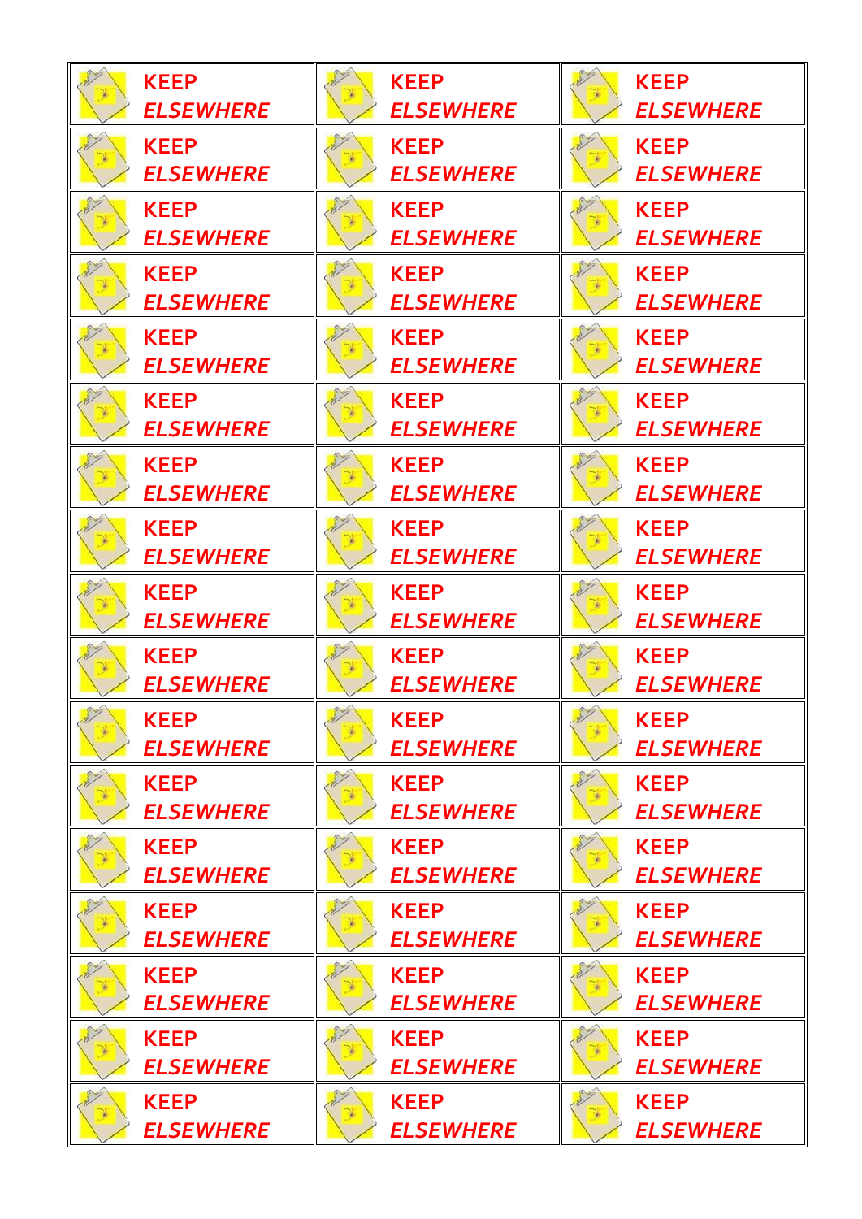| | | |
|---|---|---|
| **KEEP** ***ELSEWHERE*** | **KEEP** ***ELSEWHERE*** | **KEEP** ***ELSEWHERE*** |
| **KEEP** ***ELSEWHERE*** | **KEEP** ***ELSEWHERE*** | **KEEP** ***ELSEWHERE*** |
| **KEEP** ***ELSEWHERE*** | **KEEP** ***ELSEWHERE*** | **KEEP** ***ELSEWHERE*** |
| **KEEP** ***ELSEWHERE*** | **KEEP** ***ELSEWHERE*** | **KEEP** ***ELSEWHERE*** |
| **KEEP** ***ELSEWHERE*** | **KEEP** ***ELSEWHERE*** | **KEEP** ***ELSEWHERE*** |
| **KEEP** ***ELSEWHERE*** | **KEEP** ***ELSEWHERE*** | **KEEP** ***ELSEWHERE*** |
| **KEEP** ***ELSEWHERE*** | **KEEP** ***ELSEWHERE*** | **KEEP** ***ELSEWHERE*** |
| **KEEP** ***ELSEWHERE*** | **KEEP** ***ELSEWHERE*** | **KEEP** ***ELSEWHERE*** |
| **KEEP** ***ELSEWHERE*** | **KEEP** ***ELSEWHERE*** | **KEEP** ***ELSEWHERE*** |
| **KEEP** ***ELSEWHERE*** | **KEEP** ***ELSEWHERE*** | **KEEP** ***ELSEWHERE*** |
| **KEEP** ***ELSEWHERE*** | **KEEP** ***ELSEWHERE*** | **KEEP** ***ELSEWHERE*** |
| **KEEP** ***ELSEWHERE*** | **KEEP** ***ELSEWHERE*** | **KEEP** ***ELSEWHERE*** |
| **KEEP** ***ELSEWHERE*** | **KEEP** ***ELSEWHERE*** | **KEEP** ***ELSEWHERE*** |
| **KEEP** ***ELSEWHERE*** | **KEEP** ***ELSEWHERE*** | **KEEP** ***ELSEWHERE*** |
| **KEEP** ***ELSEWHERE*** | **KEEP** ***ELSEWHERE*** | **KEEP** ***ELSEWHERE*** |
| **KEEP** ***ELSEWHERE*** | **KEEP** ***ELSEWHERE*** | **KEEP** ***ELSEWHERE*** |
| **KEEP** ***ELSEWHERE*** | **KEEP** ***ELSEWHERE*** | **KEEP** ***ELSEWHERE*** |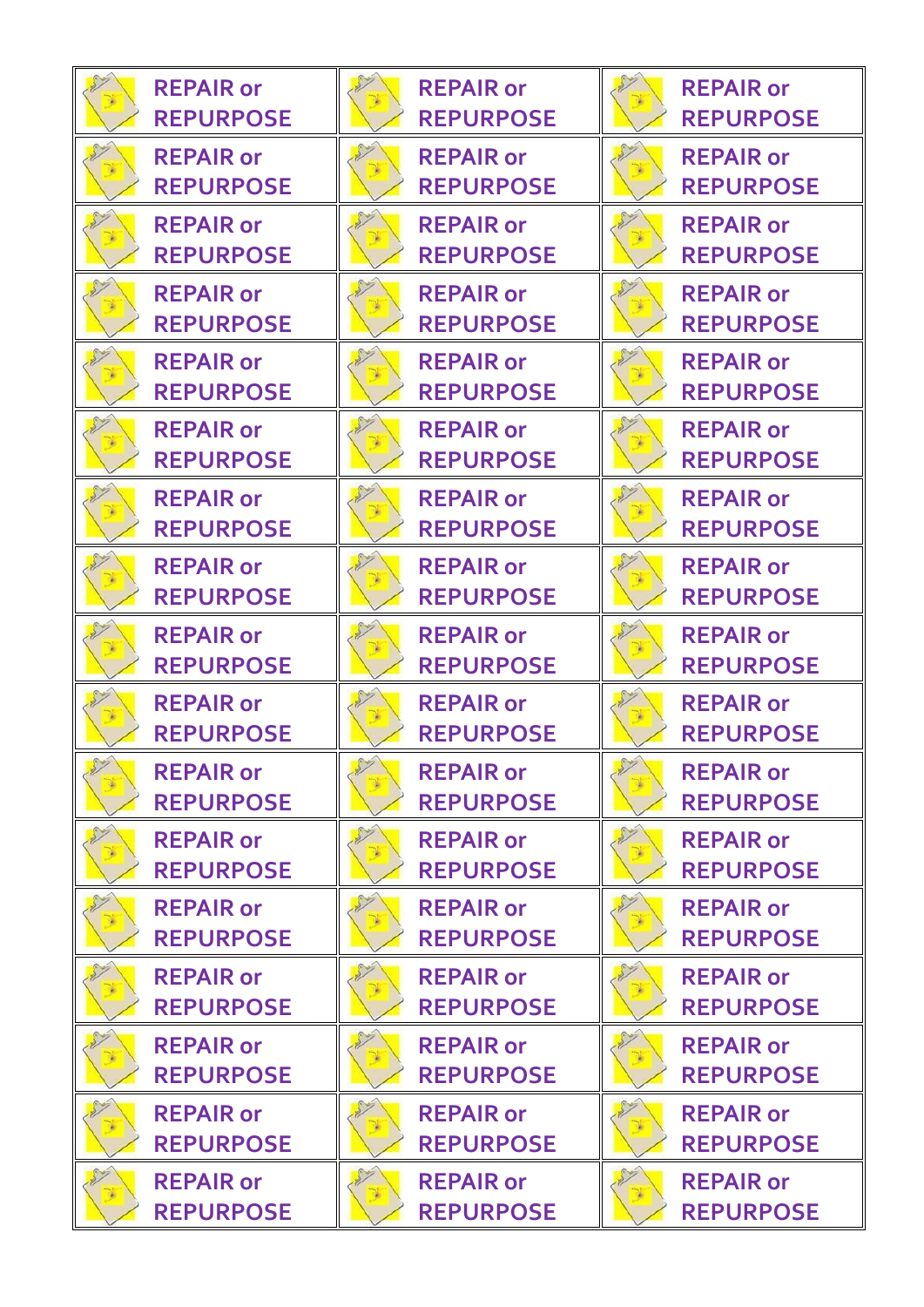| | | |
|---|---|---|
| REPAIR or REPURPOSE | REPAIR or REPURPOSE | REPAIR or REPURPOSE |
| REPAIR or REPURPOSE | REPAIR or REPURPOSE | REPAIR or REPURPOSE |
| REPAIR or REPURPOSE | REPAIR or REPURPOSE | REPAIR or REPURPOSE |
| REPAIR or REPURPOSE | REPAIR or REPURPOSE | REPAIR or REPURPOSE |
| REPAIR or REPURPOSE | REPAIR or REPURPOSE | REPAIR or REPURPOSE |
| REPAIR or REPURPOSE | REPAIR or REPURPOSE | REPAIR or REPURPOSE |
| REPAIR or REPURPOSE | REPAIR or REPURPOSE | REPAIR or REPURPOSE |
| REPAIR or REPURPOSE | REPAIR or REPURPOSE | REPAIR or REPURPOSE |
| REPAIR or REPURPOSE | REPAIR or REPURPOSE | REPAIR or REPURPOSE |
| REPAIR or REPURPOSE | REPAIR or REPURPOSE | REPAIR or REPURPOSE |
| REPAIR or REPURPOSE | REPAIR or REPURPOSE | REPAIR or REPURPOSE |
| REPAIR or REPURPOSE | REPAIR or REPURPOSE | REPAIR or REPURPOSE |
| REPAIR or REPURPOSE | REPAIR or REPURPOSE | REPAIR or REPURPOSE |
| REPAIR or REPURPOSE | REPAIR or REPURPOSE | REPAIR or REPURPOSE |
| REPAIR or REPURPOSE | REPAIR or REPURPOSE | REPAIR or REPURPOSE |
| REPAIR or REPURPOSE | REPAIR or REPURPOSE | REPAIR or REPURPOSE |
| REPAIR or REPURPOSE | REPAIR or REPURPOSE | REPAIR or REPURPOSE |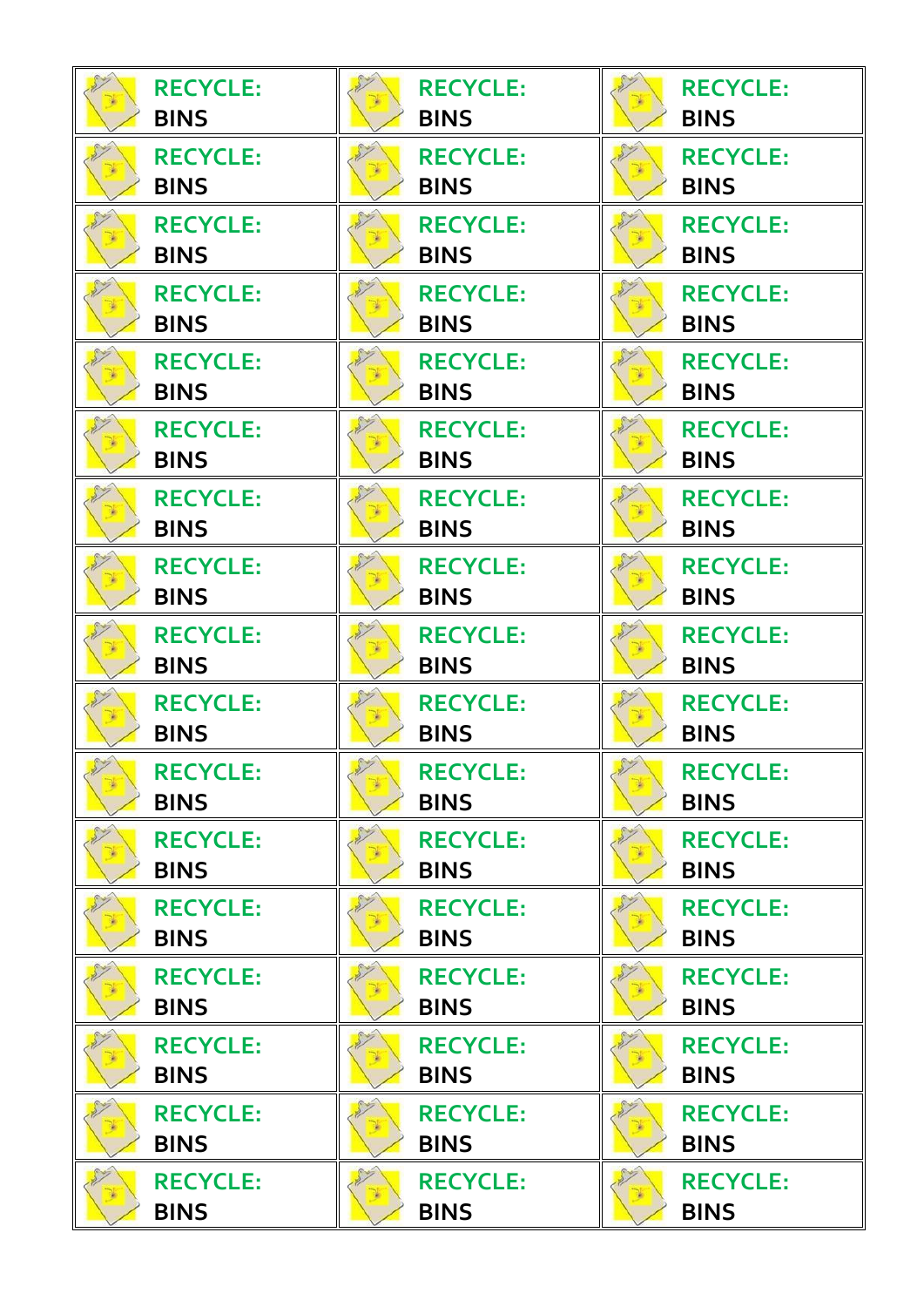| | | |
|---|---|---|
| RECYCLE: BINS | RECYCLE: BINS | RECYCLE: BINS |
| RECYCLE: BINS | RECYCLE: BINS | RECYCLE: BINS |
| RECYCLE: BINS | RECYCLE: BINS | RECYCLE: BINS |
| RECYCLE: BINS | RECYCLE: BINS | RECYCLE: BINS |
| RECYCLE: BINS | RECYCLE: BINS | RECYCLE: BINS |
| RECYCLE: BINS | RECYCLE: BINS | RECYCLE: BINS |
| RECYCLE: BINS | RECYCLE: BINS | RECYCLE: BINS |
| RECYCLE: BINS | RECYCLE: BINS | RECYCLE: BINS |
| RECYCLE: BINS | RECYCLE: BINS | RECYCLE: BINS |
| RECYCLE: BINS | RECYCLE: BINS | RECYCLE: BINS |
| RECYCLE: BINS | RECYCLE: BINS | RECYCLE: BINS |
| RECYCLE: BINS | RECYCLE: BINS | RECYCLE: BINS |
| RECYCLE: BINS | RECYCLE: BINS | RECYCLE: BINS |
| RECYCLE: BINS | RECYCLE: BINS | RECYCLE: BINS |
| RECYCLE: BINS | RECYCLE: BINS | RECYCLE: BINS |
| RECYCLE: BINS | RECYCLE: BINS | RECYCLE: BINS |
| RECYCLE: BINS | RECYCLE: BINS | RECYCLE: BINS |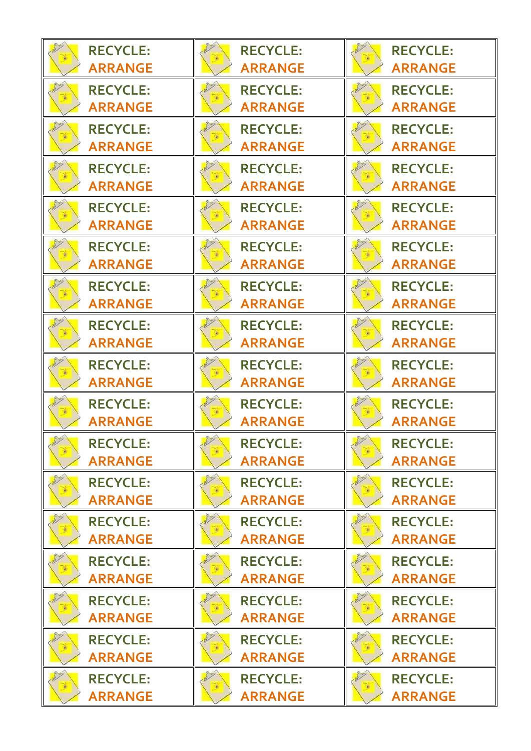| | | |
|---|---|---|
| **RECYCLE: ARRANGE** | **RECYCLE: ARRANGE** | **RECYCLE: ARRANGE** |
| **RECYCLE: ARRANGE** | **RECYCLE: ARRANGE** | **RECYCLE: ARRANGE** |
| **RECYCLE: ARRANGE** | **RECYCLE: ARRANGE** | **RECYCLE: ARRANGE** |
| **RECYCLE: ARRANGE** | **RECYCLE: ARRANGE** | **RECYCLE: ARRANGE** |
| **RECYCLE: ARRANGE** | **RECYCLE: ARRANGE** | **RECYCLE: ARRANGE** |
| **RECYCLE: ARRANGE** | **RECYCLE: ARRANGE** | **RECYCLE: ARRANGE** |
| **RECYCLE: ARRANGE** | **RECYCLE: ARRANGE** | **RECYCLE: ARRANGE** |
| **RECYCLE: ARRANGE** | **RECYCLE: ARRANGE** | **RECYCLE: ARRANGE** |
| **RECYCLE: ARRANGE** | **RECYCLE: ARRANGE** | **RECYCLE: ARRANGE** |
| **RECYCLE: ARRANGE** | **RECYCLE: ARRANGE** | **RECYCLE: ARRANGE** |
| **RECYCLE: ARRANGE** | **RECYCLE: ARRANGE** | **RECYCLE: ARRANGE** |
| **RECYCLE: ARRANGE** | **RECYCLE: ARRANGE** | **RECYCLE: ARRANGE** |
| **RECYCLE: ARRANGE** | **RECYCLE: ARRANGE** | **RECYCLE: ARRANGE** |
| **RECYCLE: ARRANGE** | **RECYCLE: ARRANGE** | **RECYCLE: ARRANGE** |
| **RECYCLE: ARRANGE** | **RECYCLE: ARRANGE** | **RECYCLE: ARRANGE** |
| **RECYCLE: ARRANGE** | **RECYCLE: ARRANGE** | **RECYCLE: ARRANGE** |
| **RECYCLE: ARRANGE** | **RECYCLE: ARRANGE** | **RECYCLE: ARRANGE** |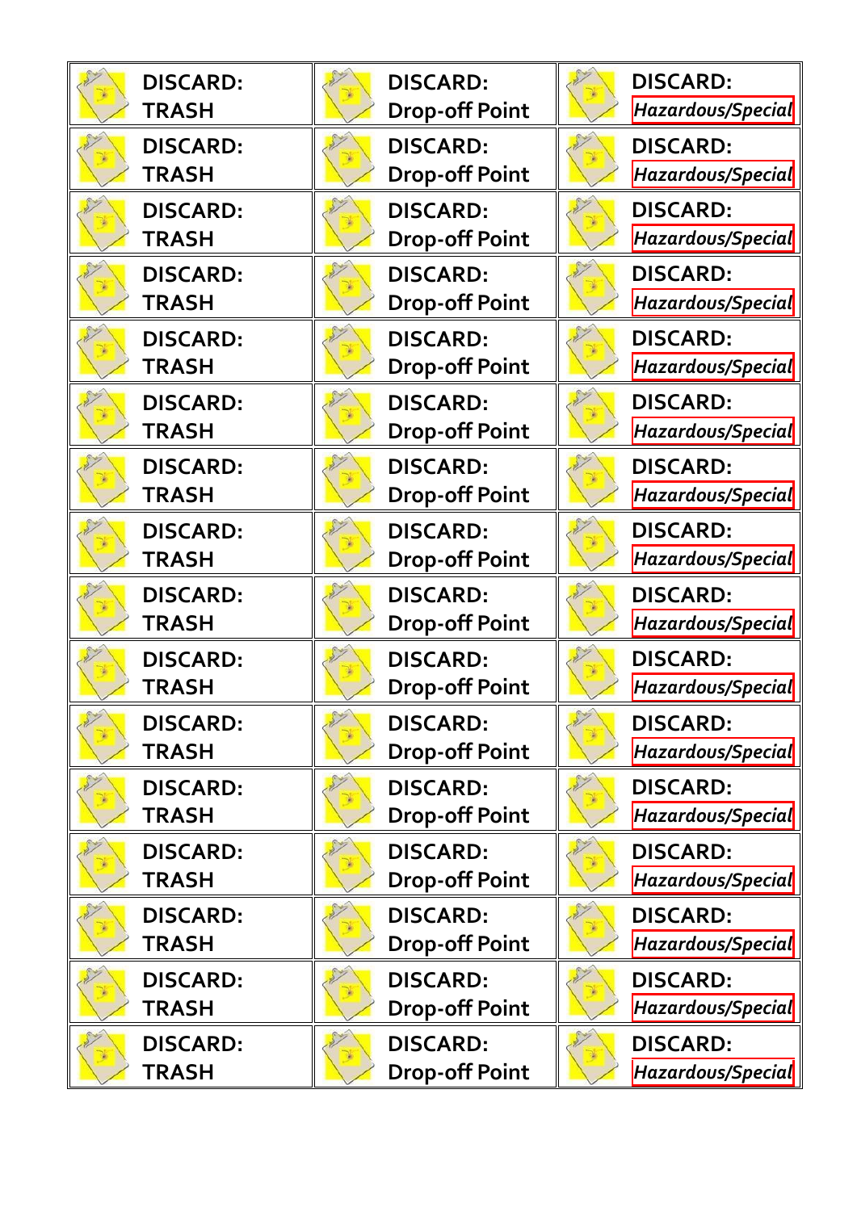| DISCARD: TRASH | DISCARD: Drop-off Point | DISCARD: *Hazardous/Special* |
| --- | --- | --- |
| DISCARD: TRASH | DISCARD: Drop-off Point | DISCARD: *Hazardous/Special* |
| DISCARD: TRASH | DISCARD: Drop-off Point | DISCARD: *Hazardous/Special* |
| DISCARD: TRASH | DISCARD: Drop-off Point | DISCARD: *Hazardous/Special* |
| DISCARD: TRASH | DISCARD: Drop-off Point | DISCARD: *Hazardous/Special* |
| DISCARD: TRASH | DISCARD: Drop-off Point | DISCARD: *Hazardous/Special* |
| DISCARD: TRASH | DISCARD: Drop-off Point | DISCARD: *Hazardous/Special* |
| DISCARD: TRASH | DISCARD: Drop-off Point | DISCARD: *Hazardous/Special* |
| DISCARD: TRASH | DISCARD: Drop-off Point | DISCARD: *Hazardous/Special* |
| DISCARD: TRASH | DISCARD: Drop-off Point | DISCARD: *Hazardous/Special* |
| DISCARD: TRASH | DISCARD: Drop-off Point | DISCARD: *Hazardous/Special* |
| DISCARD: TRASH | DISCARD: Drop-off Point | DISCARD: *Hazardous/Special* |
| DISCARD: TRASH | DISCARD: Drop-off Point | DISCARD: *Hazardous/Special* |
| DISCARD: TRASH | DISCARD: Drop-off Point | DISCARD: *Hazardous/Special* |
| DISCARD: TRASH | DISCARD: Drop-off Point | DISCARD: *Hazardous/Special* |
| DISCARD: TRASH | DISCARD: Drop-off Point | DISCARD: *Hazardous/Special* |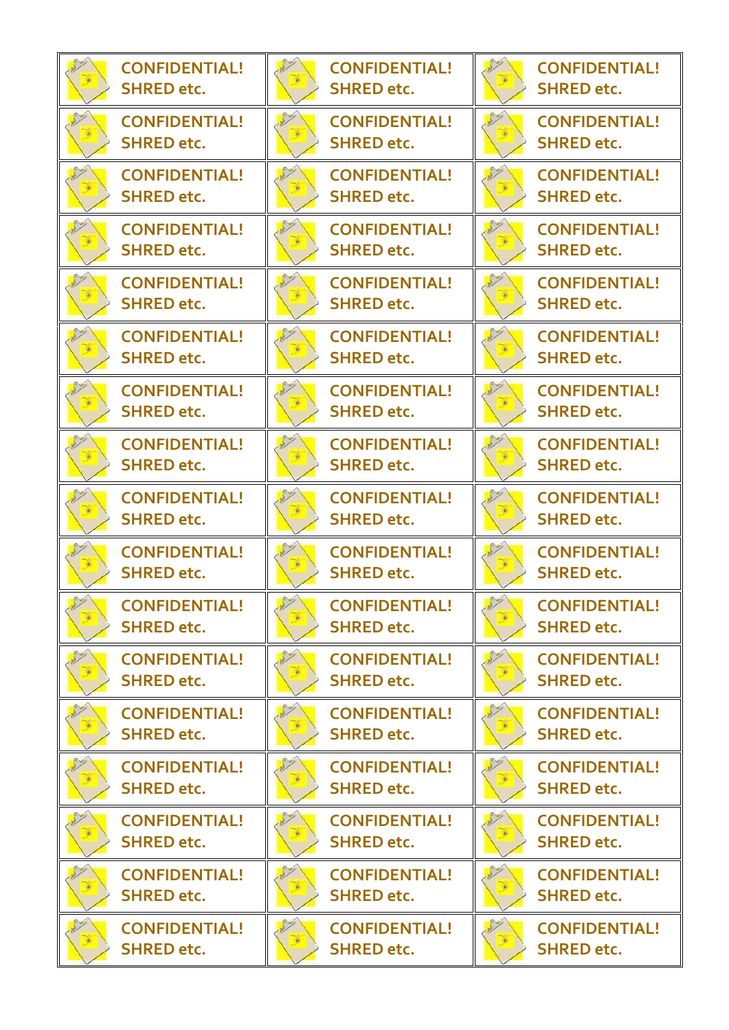| | | |
|---|---|---|
| CONFIDENTIAL! SHRED etc. | CONFIDENTIAL! SHRED etc. | CONFIDENTIAL! SHRED etc. |
| CONFIDENTIAL! SHRED etc. | CONFIDENTIAL! SHRED etc. | CONFIDENTIAL! SHRED etc. |
| CONFIDENTIAL! SHRED etc. | CONFIDENTIAL! SHRED etc. | CONFIDENTIAL! SHRED etc. |
| CONFIDENTIAL! SHRED etc. | CONFIDENTIAL! SHRED etc. | CONFIDENTIAL! SHRED etc. |
| CONFIDENTIAL! SHRED etc. | CONFIDENTIAL! SHRED etc. | CONFIDENTIAL! SHRED etc. |
| CONFIDENTIAL! SHRED etc. | CONFIDENTIAL! SHRED etc. | CONFIDENTIAL! SHRED etc. |
| CONFIDENTIAL! SHRED etc. | CONFIDENTIAL! SHRED etc. | CONFIDENTIAL! SHRED etc. |
| CONFIDENTIAL! SHRED etc. | CONFIDENTIAL! SHRED etc. | CONFIDENTIAL! SHRED etc. |
| CONFIDENTIAL! SHRED etc. | CONFIDENTIAL! SHRED etc. | CONFIDENTIAL! SHRED etc. |
| CONFIDENTIAL! SHRED etc. | CONFIDENTIAL! SHRED etc. | CONFIDENTIAL! SHRED etc. |
| CONFIDENTIAL! SHRED etc. | CONFIDENTIAL! SHRED etc. | CONFIDENTIAL! SHRED etc. |
| CONFIDENTIAL! SHRED etc. | CONFIDENTIAL! SHRED etc. | CONFIDENTIAL! SHRED etc. |
| CONFIDENTIAL! SHRED etc. | CONFIDENTIAL! SHRED etc. | CONFIDENTIAL! SHRED etc. |
| CONFIDENTIAL! SHRED etc. | CONFIDENTIAL! SHRED etc. | CONFIDENTIAL! SHRED etc. |
| CONFIDENTIAL! SHRED etc. | CONFIDENTIAL! SHRED etc. | CONFIDENTIAL! SHRED etc. |
| CONFIDENTIAL! SHRED etc. | CONFIDENTIAL! SHRED etc. | CONFIDENTIAL! SHRED etc. |
| CONFIDENTIAL! SHRED etc. | CONFIDENTIAL! SHRED etc. | CONFIDENTIAL! SHRED etc. |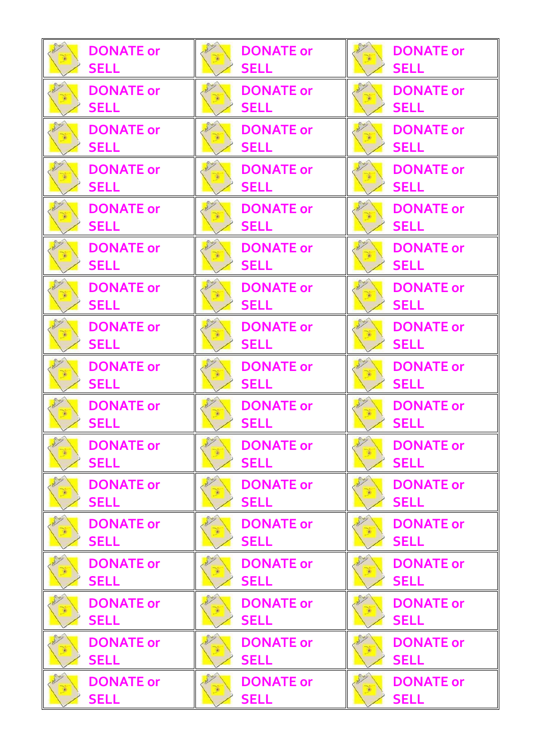| | | |
|---|---|---|
| DONATE or SELL | DONATE or SELL | DONATE or SELL |
| DONATE or SELL | DONATE or SELL | DONATE or SELL |
| DONATE or SELL | DONATE or SELL | DONATE or SELL |
| DONATE or SELL | DONATE or SELL | DONATE or SELL |
| DONATE or SELL | DONATE or SELL | DONATE or SELL |
| DONATE or SELL | DONATE or SELL | DONATE or SELL |
| DONATE or SELL | DONATE or SELL | DONATE or SELL |
| DONATE or SELL | DONATE or SELL | DONATE or SELL |
| DONATE or SELL | DONATE or SELL | DONATE or SELL |
| DONATE or SELL | DONATE or SELL | DONATE or SELL |
| DONATE or SELL | DONATE or SELL | DONATE or SELL |
| DONATE or SELL | DONATE or SELL | DONATE or SELL |
| DONATE or SELL | DONATE or SELL | DONATE or SELL |
| DONATE or SELL | DONATE or SELL | DONATE or SELL |
| DONATE or SELL | DONATE or SELL | DONATE or SELL |
| DONATE or SELL | DONATE or SELL | DONATE or SELL |
| DONATE or SELL | DONATE or SELL | DONATE or SELL |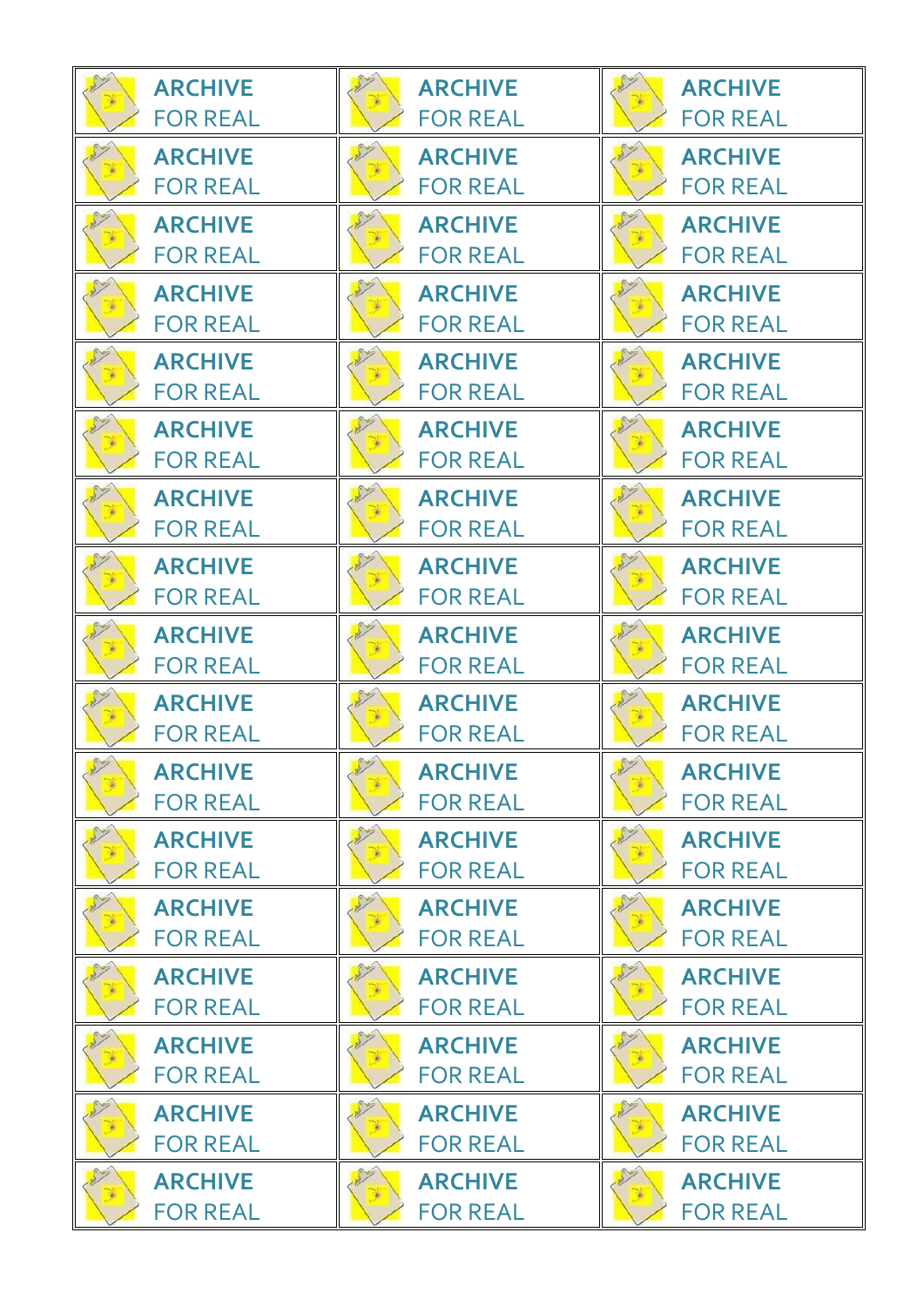| | | |
|---|---|---|
| **ARCHIVE** FOR REAL | **ARCHIVE** FOR REAL | **ARCHIVE** FOR REAL |
| **ARCHIVE** FOR REAL | **ARCHIVE** FOR REAL | **ARCHIVE** FOR REAL |
| **ARCHIVE** FOR REAL | **ARCHIVE** FOR REAL | **ARCHIVE** FOR REAL |
| **ARCHIVE** FOR REAL | **ARCHIVE** FOR REAL | **ARCHIVE** FOR REAL |
| **ARCHIVE** FOR REAL | **ARCHIVE** FOR REAL | **ARCHIVE** FOR REAL |
| **ARCHIVE** FOR REAL | **ARCHIVE** FOR REAL | **ARCHIVE** FOR REAL |
| **ARCHIVE** FOR REAL | **ARCHIVE** FOR REAL | **ARCHIVE** FOR REAL |
| **ARCHIVE** FOR REAL | **ARCHIVE** FOR REAL | **ARCHIVE** FOR REAL |
| **ARCHIVE** FOR REAL | **ARCHIVE** FOR REAL | **ARCHIVE** FOR REAL |
| **ARCHIVE** FOR REAL | **ARCHIVE** FOR REAL | **ARCHIVE** FOR REAL |
| **ARCHIVE** FOR REAL | **ARCHIVE** FOR REAL | **ARCHIVE** FOR REAL |
| **ARCHIVE** FOR REAL | **ARCHIVE** FOR REAL | **ARCHIVE** FOR REAL |
| **ARCHIVE** FOR REAL | **ARCHIVE** FOR REAL | **ARCHIVE** FOR REAL |
| **ARCHIVE** FOR REAL | **ARCHIVE** FOR REAL | **ARCHIVE** FOR REAL |
| **ARCHIVE** FOR REAL | **ARCHIVE** FOR REAL | **ARCHIVE** FOR REAL |
| **ARCHIVE** FOR REAL | **ARCHIVE** FOR REAL | **ARCHIVE** FOR REAL |
| **ARCHIVE** FOR REAL | **ARCHIVE** FOR REAL | **ARCHIVE** FOR REAL |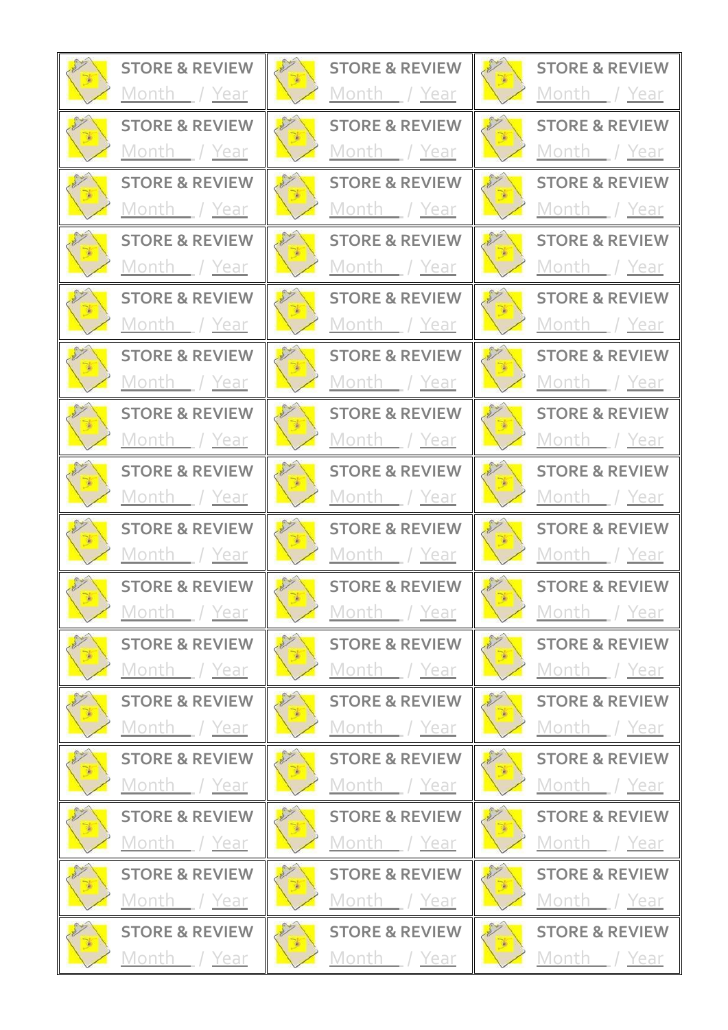| | | |
|---|---|---|
| STORE & REVIEW<br>Month / Year | STORE & REVIEW<br>Month / Year | STORE & REVIEW<br>Month / Year |
| STORE & REVIEW<br>Month / Year | STORE & REVIEW<br>Month / Year | STORE & REVIEW<br>Month / Year |
| STORE & REVIEW<br>Month / Year | STORE & REVIEW<br>Month / Year | STORE & REVIEW<br>Month / Year |
| STORE & REVIEW<br>Month / Year | STORE & REVIEW<br>Month / Year | STORE & REVIEW<br>Month / Year |
| STORE & REVIEW<br>Month / Year | STORE & REVIEW<br>Month / Year | STORE & REVIEW<br>Month / Year |
| STORE & REVIEW<br>Month / Year | STORE & REVIEW<br>Month / Year | STORE & REVIEW<br>Month / Year |
| STORE & REVIEW<br>Month / Year | STORE & REVIEW<br>Month / Year | STORE & REVIEW<br>Month / Year |
| STORE & REVIEW<br>Month / Year | STORE & REVIEW<br>Month / Year | STORE & REVIEW<br>Month / Year |
| STORE & REVIEW<br>Month / Year | STORE & REVIEW<br>Month / Year | STORE & REVIEW<br>Month / Year |
| STORE & REVIEW<br>Month / Year | STORE & REVIEW<br>Month / Year | STORE & REVIEW<br>Month / Year |
| STORE & REVIEW<br>Month / Year | STORE & REVIEW<br>Month / Year | STORE & REVIEW<br>Month / Year |
| STORE & REVIEW<br>Month / Year | STORE & REVIEW<br>Month / Year | STORE & REVIEW<br>Month / Year |
| STORE & REVIEW<br>Month / Year | STORE & REVIEW<br>Month / Year | STORE & REVIEW<br>Month / Year |
| STORE & REVIEW<br>Month / Year | STORE & REVIEW<br>Month / Year | STORE & REVIEW<br>Month / Year |
| STORE & REVIEW<br>Month / Year | STORE & REVIEW<br>Month / Year | STORE & REVIEW<br>Month / Year |
| STORE & REVIEW<br>Month / Year | STORE & REVIEW<br>Month / Year | STORE & REVIEW<br>Month / Year |